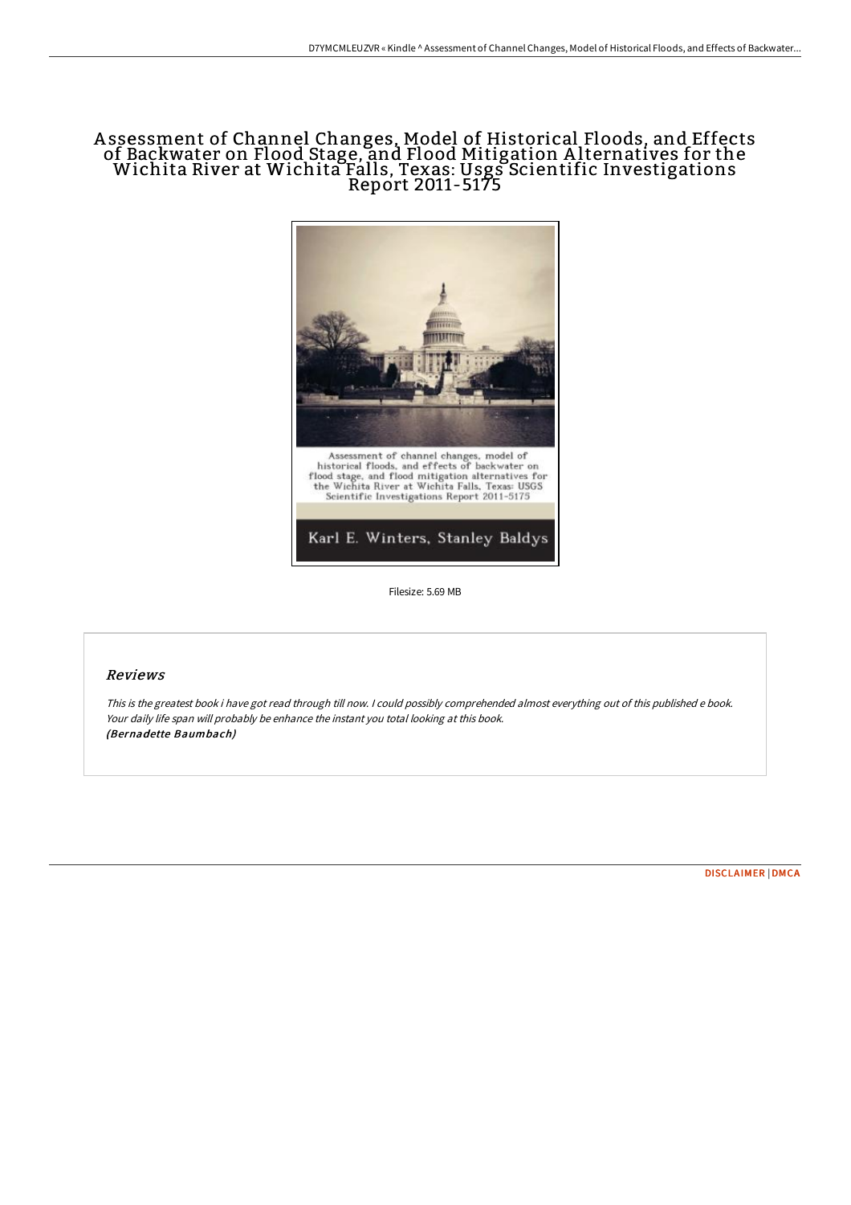# Assessment of Channel Changes, Model of Historical Floods, and Effects of Backwater on Flood Stage, and Flood Mitigation Alternatives for the Wichita River at Wichita Falls, Texas: Usgs Scientific Investigations Report 2011-5175

Filesize: 5.69 MB

## Reviews

*This is the greatest book i have got read through till now. I could possibly comprehended almost everything out of this published e book. Your daily life span will probably be enhance the instant you total looking at this book.*
*(Bernadette Baumbach)*

DISCLAIMER | DMCA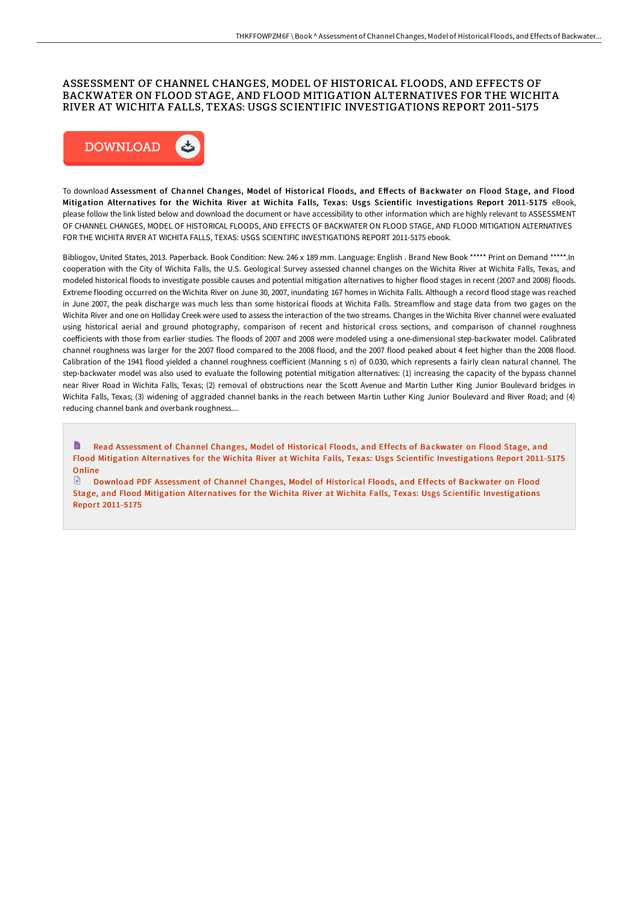# ASSESSMENT OF CHANNEL CHANGES, MODEL OF HISTORICAL FLOODS, AND EFFECTS OF BACKWATER ON FLOOD STAGE, AND FLOOD MITIGATION ALTERNATIVES FOR THE WICHITA RIVER AT WICHITA FALLS, TEXAS: USGS SCIENTIFIC INVESTIGATIONS REPORT 2011-5175

DOWNLOAD

To download **Assessment of Channel Changes, Model of Historical Floods, and Effects of Backwater on Flood Stage, and Flood Mitigation Alternatives for the Wichita River at Wichita Falls, Texas: Usgs Scientific Investigations Report 2011-5175** eBook, please follow the link listed below and download the document or have accessibility to other information which are highly relevant to ASSESSMENT OF CHANNEL CHANGES, MODEL OF HISTORICAL FLOODS, AND EFFECTS OF BACKWATER ON FLOOD STAGE, AND FLOOD MITIGATION ALTERNATIVES FOR THE WICHITA RIVER AT WICHITA FALLS, TEXAS: USGS SCIENTIFIC INVESTIGATIONS REPORT 2011-5175 ebook.

Bibliogov, United States, 2013. Paperback. Book Condition: New. 246 x 189 mm. Language: English . Brand New Book ***** Print on Demand *****.In cooperation with the City of Wichita Falls, the U.S. Geological Survey assessed channel changes on the Wichita River at Wichita Falls, Texas, and modeled historical floods to investigate possible causes and potential mitigation alternatives to higher flood stages in recent (2007 and 2008) floods. Extreme flooding occurred on the Wichita River on June 30, 2007, inundating 167 homes in Wichita Falls. Although a record flood stage was reached in June 2007, the peak discharge was much less than some historical floods at Wichita Falls. Streamflow and stage data from two gages on the Wichita River and one on Holliday Creek were used to assess the interaction of the two streams. Changes in the Wichita River channel were evaluated using historical aerial and ground photography, comparison of recent and historical cross sections, and comparison of channel roughness coefficients with those from earlier studies. The floods of 2007 and 2008 were modeled using a one-dimensional step-backwater model. Calibrated channel roughness was larger for the 2007 flood compared to the 2008 flood, and the 2007 flood peaked about 4 feet higher than the 2008 flood. Calibration of the 1941 flood yielded a channel roughness coefficient (Manning s n) of 0.030, which represents a fairly clean natural channel. The step-backwater model was also used to evaluate the following potential mitigation alternatives: (1) increasing the capacity of the bypass channel near River Road in Wichita Falls, Texas; (2) removal of obstructions near the Scott Avenue and Martin Luther King Junior Boulevard bridges in Wichita Falls, Texas; (3) widening of aggraded channel banks in the reach between Martin Luther King Junior Boulevard and River Road; and (4) reducing channel bank and overbank roughness....

Read Assessment of Channel Changes, Model of Historical Floods, and Effects of Backwater on Flood Stage, and Flood Mitigation Alternatives for the Wichita River at Wichita Falls, Texas: Usgs Scientific Investigations Report 2011-5175 Online

Download PDF Assessment of Channel Changes, Model of Historical Floods, and Effects of Backwater on Flood Stage, and Flood Mitigation Alternatives for the Wichita River at Wichita Falls, Texas: Usgs Scientific Investigations Report 2011-5175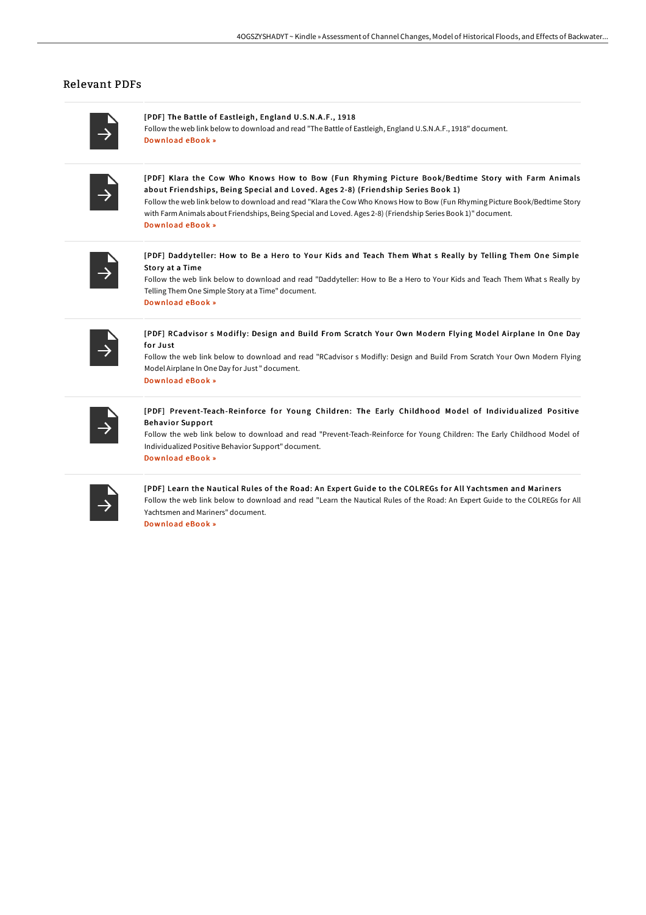## Relevant PDFs

[PDF] The Battle of Eastleigh, England U.S.N.A.F., 1918

Follow the web link below to download and read "The Battle of Eastleigh, England U.S.N.A.F., 1918" document.

Download eBook »

[PDF] Klara the Cow Who Knows How to Bow (Fun Rhyming Picture Book/Bedtime Story with Farm Animals about Friendships, Being Special and Loved. Ages 2-8) (Friendship Series Book 1)

Follow the web link below to download and read "Klara the Cow Who Knows How to Bow (Fun Rhyming Picture Book/Bedtime Story with Farm Animals about Friendships, Being Special and Loved. Ages 2-8) (Friendship Series Book 1)" document.

Download eBook »

[PDF] Daddyteller: How to Be a Hero to Your Kids and Teach Them What s Really by Telling Them One Simple Story at a Time

Follow the web link below to download and read "Daddyteller: How to Be a Hero to Your Kids and Teach Them What s Really by Telling Them One Simple Story at a Time" document.

Download eBook »

[PDF] RCadvisor s Modifly: Design and Build From Scratch Your Own Modern Flying Model Airplane In One Day for Just

Follow the web link below to download and read "RCadvisor s Modifly: Design and Build From Scratch Your Own Modern Flying Model Airplane In One Day for Just " document.

Download eBook »

[PDF] Prevent-Teach-Reinforce for Young Children: The Early Childhood Model of Individualized Positive Behavior Support

Follow the web link below to download and read "Prevent-Teach-Reinforce for Young Children: The Early Childhood Model of Individualized Positive Behavior Support" document.

Download eBook »

[PDF] Learn the Nautical Rules of the Road: An Expert Guide to the COLREGs for All Yachtsmen and Mariners

Follow the web link below to download and read "Learn the Nautical Rules of the Road: An Expert Guide to the COLREGs for All Yachtsmen and Mariners" document.

Download eBook »